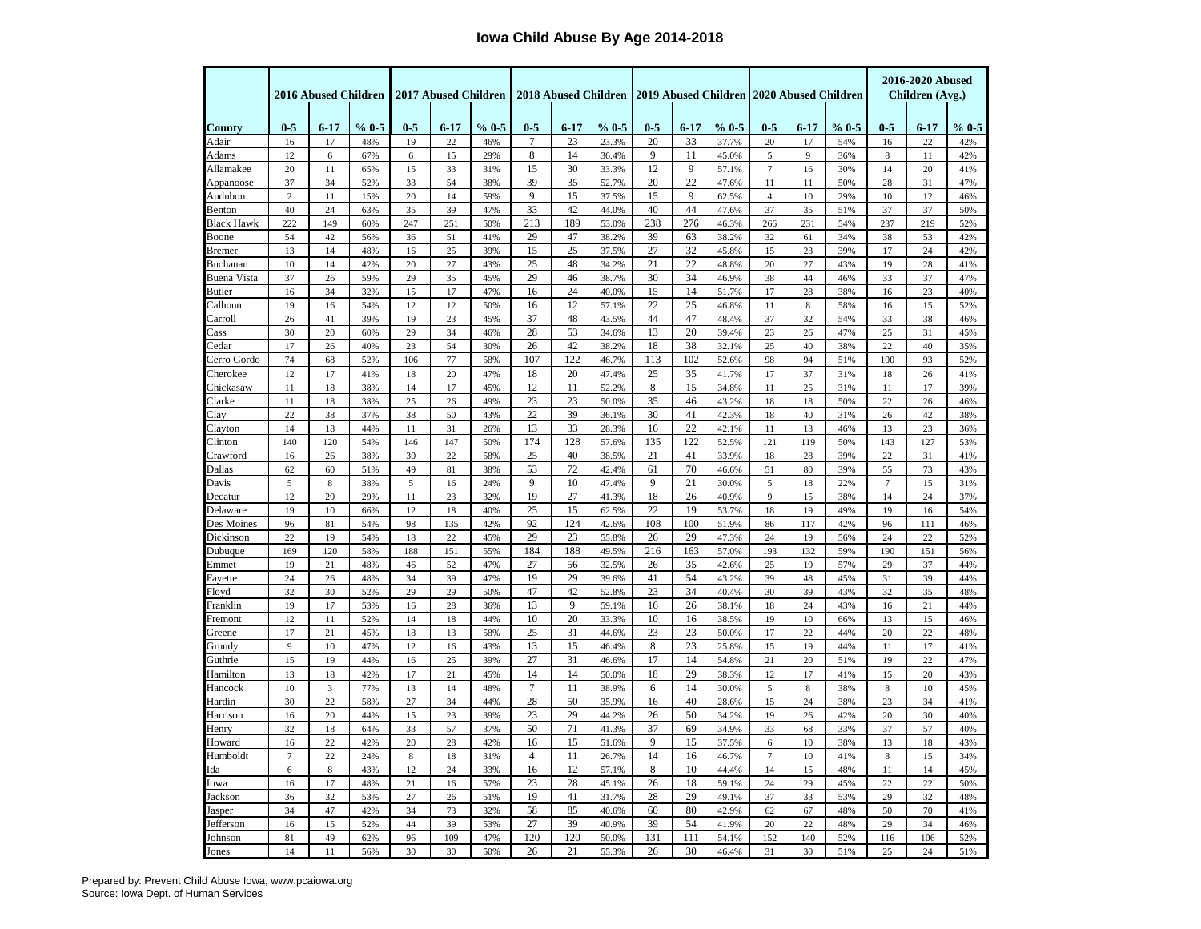# Iowa Child Abuse By Age 2014-2018

| County | 2016 Abused Children | | | 2017 Abused Children | | | 2018 Abused Children | | | 2019 Abused Children | | | 2020 Abused Children | | | 2016-2020 Abused Children (Avg.) | | |
|---|---|---|---|---|---|---|---|---|---|---|---|---|---|---|---|---|---|---|
| | 0-5 | 6-17 | % 0-5 | 0-5 | 6-17 | % 0-5 | 0-5 | 6-17 | % 0-5 | 0-5 | 6-17 | % 0-5 | 0-5 | 6-17 | % 0-5 | 0-5 | 6-17 | % 0-5 |
| Adair | 16 | 17 | 48% | 19 | 22 | 46% | 7 | 23 | 23.3% | 20 | 33 | 37.7% | 20 | 17 | 54% | 16 | 22 | 42% |
| Adams | 12 | 6 | 67% | 6 | 15 | 29% | 8 | 14 | 36.4% | 9 | 11 | 45.0% | 5 | 9 | 36% | 8 | 11 | 42% |
| Allamakee | 20 | 11 | 65% | 15 | 33 | 31% | 15 | 30 | 33.3% | 12 | 9 | 57.1% | 7 | 16 | 30% | 14 | 20 | 41% |
| Appanoose | 37 | 34 | 52% | 33 | 54 | 38% | 39 | 35 | 52.7% | 20 | 22 | 47.6% | 11 | 11 | 50% | 28 | 31 | 47% |
| Audubon | 2 | 11 | 15% | 20 | 14 | 59% | 9 | 15 | 37.5% | 15 | 9 | 62.5% | 4 | 10 | 29% | 10 | 12 | 46% |
| Benton | 40 | 24 | 63% | 35 | 39 | 47% | 33 | 42 | 44.0% | 40 | 44 | 47.6% | 37 | 35 | 51% | 37 | 37 | 50% |
| Black Hawk | 222 | 149 | 60% | 247 | 251 | 50% | 213 | 189 | 53.0% | 238 | 276 | 46.3% | 266 | 231 | 54% | 237 | 219 | 52% |
| Boone | 54 | 42 | 56% | 36 | 51 | 41% | 29 | 47 | 38.2% | 39 | 63 | 38.2% | 32 | 61 | 34% | 38 | 53 | 42% |
| Bremer | 13 | 14 | 48% | 16 | 25 | 39% | 15 | 25 | 37.5% | 27 | 32 | 45.8% | 15 | 23 | 39% | 17 | 24 | 42% |
| Buchanan | 10 | 14 | 42% | 20 | 27 | 43% | 25 | 48 | 34.2% | 21 | 22 | 48.8% | 20 | 27 | 43% | 19 | 28 | 41% |
| Buena Vista | 37 | 26 | 59% | 29 | 35 | 45% | 29 | 46 | 38.7% | 30 | 34 | 46.9% | 38 | 44 | 46% | 33 | 37 | 47% |
| Butler | 16 | 34 | 32% | 15 | 17 | 47% | 16 | 24 | 40.0% | 15 | 14 | 51.7% | 17 | 28 | 38% | 16 | 23 | 40% |
| Calhoun | 19 | 16 | 54% | 12 | 12 | 50% | 16 | 12 | 57.1% | 22 | 25 | 46.8% | 11 | 8 | 58% | 16 | 15 | 52% |
| Carroll | 26 | 41 | 39% | 19 | 23 | 45% | 37 | 48 | 43.5% | 44 | 47 | 48.4% | 37 | 32 | 54% | 33 | 38 | 46% |
| Cass | 30 | 20 | 60% | 29 | 34 | 46% | 28 | 53 | 34.6% | 13 | 20 | 39.4% | 23 | 26 | 47% | 25 | 31 | 45% |
| Cedar | 17 | 26 | 40% | 23 | 54 | 30% | 26 | 42 | 38.2% | 18 | 38 | 32.1% | 25 | 40 | 38% | 22 | 40 | 35% |
| Cerro Gordo | 74 | 68 | 52% | 106 | 77 | 58% | 107 | 122 | 46.7% | 113 | 102 | 52.6% | 98 | 94 | 51% | 100 | 93 | 52% |
| Cherokee | 12 | 17 | 41% | 18 | 20 | 47% | 18 | 20 | 47.4% | 25 | 35 | 41.7% | 17 | 37 | 31% | 18 | 26 | 41% |
| Chickasaw | 11 | 18 | 38% | 14 | 17 | 45% | 12 | 11 | 52.2% | 8 | 15 | 34.8% | 11 | 25 | 31% | 11 | 17 | 39% |
| Clarke | 11 | 18 | 38% | 25 | 26 | 49% | 23 | 23 | 50.0% | 35 | 46 | 43.2% | 18 | 18 | 50% | 22 | 26 | 46% |
| Clay | 22 | 38 | 37% | 38 | 50 | 43% | 22 | 39 | 36.1% | 30 | 41 | 42.3% | 18 | 40 | 31% | 26 | 42 | 38% |
| Clayton | 14 | 18 | 44% | 11 | 31 | 26% | 13 | 33 | 28.3% | 16 | 22 | 42.1% | 11 | 13 | 46% | 13 | 23 | 36% |
| Clinton | 140 | 120 | 54% | 146 | 147 | 50% | 174 | 128 | 57.6% | 135 | 122 | 52.5% | 121 | 119 | 50% | 143 | 127 | 53% |
| Crawford | 16 | 26 | 38% | 30 | 22 | 58% | 25 | 40 | 38.5% | 21 | 41 | 33.9% | 18 | 28 | 39% | 22 | 31 | 41% |
| Dallas | 62 | 60 | 51% | 49 | 81 | 38% | 53 | 72 | 42.4% | 61 | 70 | 46.6% | 51 | 80 | 39% | 55 | 73 | 43% |
| Davis | 5 | 8 | 38% | 5 | 16 | 24% | 9 | 10 | 47.4% | 9 | 21 | 30.0% | 5 | 18 | 22% | 7 | 15 | 31% |
| Decatur | 12 | 29 | 29% | 11 | 23 | 32% | 19 | 27 | 41.3% | 18 | 26 | 40.9% | 9 | 15 | 38% | 14 | 24 | 37% |
| Delaware | 19 | 10 | 66% | 12 | 18 | 40% | 25 | 15 | 62.5% | 22 | 19 | 53.7% | 18 | 19 | 49% | 19 | 16 | 54% |
| Des Moines | 96 | 81 | 54% | 98 | 135 | 42% | 92 | 124 | 42.6% | 108 | 100 | 51.9% | 86 | 117 | 42% | 96 | 111 | 46% |
| Dickinson | 22 | 19 | 54% | 18 | 22 | 45% | 29 | 23 | 55.8% | 26 | 29 | 47.3% | 24 | 19 | 56% | 24 | 22 | 52% |
| Dubuque | 169 | 120 | 58% | 188 | 151 | 55% | 184 | 188 | 49.5% | 216 | 163 | 57.0% | 193 | 132 | 59% | 190 | 151 | 56% |
| Emmet | 19 | 21 | 48% | 46 | 52 | 47% | 27 | 56 | 32.5% | 26 | 35 | 42.6% | 25 | 19 | 57% | 29 | 37 | 44% |
| Fayette | 24 | 26 | 48% | 34 | 39 | 47% | 19 | 29 | 39.6% | 41 | 54 | 43.2% | 39 | 48 | 45% | 31 | 39 | 44% |
| Floyd | 32 | 30 | 52% | 29 | 29 | 50% | 47 | 42 | 52.8% | 23 | 34 | 40.4% | 30 | 39 | 43% | 32 | 35 | 48% |
| Franklin | 19 | 17 | 53% | 16 | 28 | 36% | 13 | 9 | 59.1% | 16 | 26 | 38.1% | 18 | 24 | 43% | 16 | 21 | 44% |
| Fremont | 12 | 11 | 52% | 14 | 18 | 44% | 10 | 20 | 33.3% | 10 | 16 | 38.5% | 19 | 10 | 66% | 13 | 15 | 46% |
| Greene | 17 | 21 | 45% | 18 | 13 | 58% | 25 | 31 | 44.6% | 23 | 23 | 50.0% | 17 | 22 | 44% | 20 | 22 | 48% |
| Grundy | 9 | 10 | 47% | 12 | 16 | 43% | 13 | 15 | 46.4% | 8 | 23 | 25.8% | 15 | 19 | 44% | 11 | 17 | 41% |
| Guthrie | 15 | 19 | 44% | 16 | 25 | 39% | 27 | 31 | 46.6% | 17 | 14 | 54.8% | 21 | 20 | 51% | 19 | 22 | 47% |
| Hamilton | 13 | 18 | 42% | 17 | 21 | 45% | 14 | 14 | 50.0% | 18 | 29 | 38.3% | 12 | 17 | 41% | 15 | 20 | 43% |
| Hancock | 10 | 3 | 77% | 13 | 14 | 48% | 7 | 11 | 38.9% | 6 | 14 | 30.0% | 5 | 8 | 38% | 8 | 10 | 45% |
| Hardin | 30 | 22 | 58% | 27 | 34 | 44% | 28 | 50 | 35.9% | 16 | 40 | 28.6% | 15 | 24 | 38% | 23 | 34 | 41% |
| Harrison | 16 | 20 | 44% | 15 | 23 | 39% | 23 | 29 | 44.2% | 26 | 50 | 34.2% | 19 | 26 | 42% | 20 | 30 | 40% |
| Henry | 32 | 18 | 64% | 33 | 57 | 37% | 50 | 71 | 41.3% | 37 | 69 | 34.9% | 33 | 68 | 33% | 37 | 57 | 40% |
| Howard | 16 | 22 | 42% | 20 | 28 | 42% | 16 | 15 | 51.6% | 9 | 15 | 37.5% | 6 | 10 | 38% | 13 | 18 | 43% |
| Humboldt | 7 | 22 | 24% | 8 | 18 | 31% | 4 | 11 | 26.7% | 14 | 16 | 46.7% | 7 | 10 | 41% | 8 | 15 | 34% |
| Ida | 6 | 8 | 43% | 12 | 24 | 33% | 16 | 12 | 57.1% | 8 | 10 | 44.4% | 14 | 15 | 48% | 11 | 14 | 45% |
| Iowa | 16 | 17 | 48% | 21 | 16 | 57% | 23 | 28 | 45.1% | 26 | 18 | 59.1% | 24 | 29 | 45% | 22 | 22 | 50% |
| Jackson | 36 | 32 | 53% | 27 | 26 | 51% | 19 | 41 | 31.7% | 28 | 29 | 49.1% | 37 | 33 | 53% | 29 | 32 | 48% |
| Jasper | 34 | 47 | 42% | 34 | 73 | 32% | 58 | 85 | 40.6% | 60 | 80 | 42.9% | 62 | 67 | 48% | 50 | 70 | 41% |
| Jefferson | 16 | 15 | 52% | 44 | 39 | 53% | 27 | 39 | 40.9% | 39 | 54 | 41.9% | 20 | 22 | 48% | 29 | 34 | 46% |
| Johnson | 81 | 49 | 62% | 96 | 109 | 47% | 120 | 120 | 50.0% | 131 | 111 | 54.1% | 152 | 140 | 52% | 116 | 106 | 52% |
| Jones | 14 | 11 | 56% | 30 | 30 | 50% | 26 | 21 | 55.3% | 26 | 30 | 46.4% | 31 | 30 | 51% | 25 | 24 | 51% |

Prepared by: Prevent Child Abuse Iowa, www.pcaiowa.org
Source: Iowa Dept. of Human Services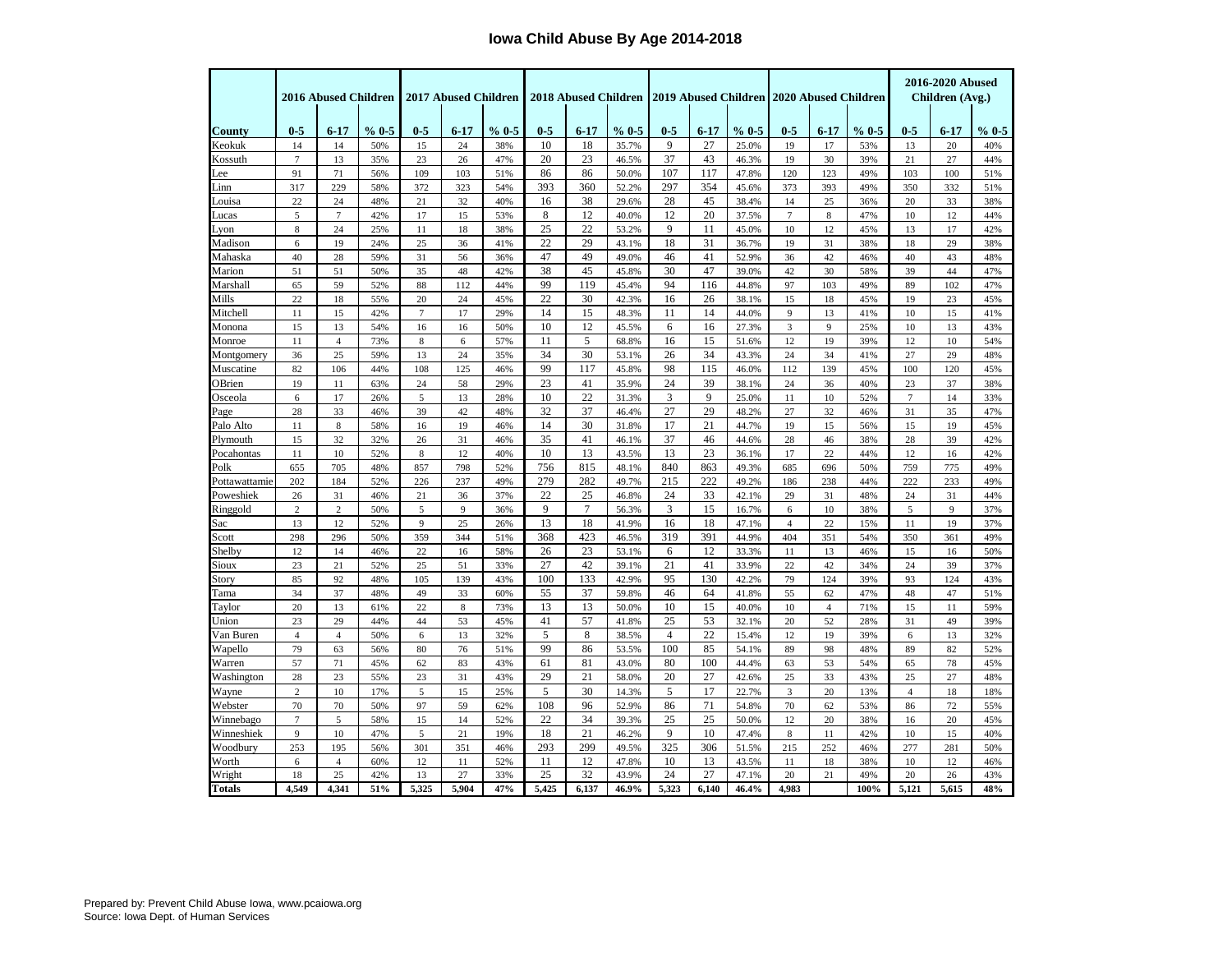# Iowa Child Abuse By Age 2014-2018

| | 2016 Abused Children | | | 2017 Abused Children | | | 2018 Abused Children | | | 2019 Abused Children | | | 2020 Abused Children | | | 2016-2020 Abused Children (Avg.) | | |
|---|---|---|---|---|---|---|---|---|---|---|---|---|---|---|---|---|---|---|
| **County** | **0-5** | **6-17** | **% 0-5** | **0-5** | **6-17** | **% 0-5** | **0-5** | **6-17** | **% 0-5** | **0-5** | **6-17** | **% 0-5** | **0-5** | **6-17** | **% 0-5** | **0-5** | **6-17** | **% 0-5** |
| Keokuk | 14 | 14 | 50% | 15 | 24 | 38% | 10 | 18 | 35.7% | 9 | 27 | 25.0% | 19 | 17 | 53% | 13 | 20 | 40% |
| Kossuth | 7 | 13 | 35% | 23 | 26 | 47% | 20 | 23 | 46.5% | 37 | 43 | 46.3% | 19 | 30 | 39% | 21 | 27 | 44% |
| Lee | 91 | 71 | 56% | 109 | 103 | 51% | 86 | 86 | 50.0% | 107 | 117 | 47.8% | 120 | 123 | 49% | 103 | 100 | 51% |
| Linn | 317 | 229 | 58% | 372 | 323 | 54% | 393 | 360 | 52.2% | 297 | 354 | 45.6% | 373 | 393 | 49% | 350 | 332 | 51% |
| Louisa | 22 | 24 | 48% | 21 | 32 | 40% | 16 | 38 | 29.6% | 28 | 45 | 38.4% | 14 | 25 | 36% | 20 | 33 | 38% |
| Lucas | 5 | 7 | 42% | 17 | 15 | 53% | 8 | 12 | 40.0% | 12 | 20 | 37.5% | 7 | 8 | 47% | 10 | 12 | 44% |
| Lyon | 8 | 24 | 25% | 11 | 18 | 38% | 25 | 22 | 53.2% | 9 | 11 | 45.0% | 10 | 12 | 45% | 13 | 17 | 42% |
| Madison | 6 | 19 | 24% | 25 | 36 | 41% | 22 | 29 | 43.1% | 18 | 31 | 36.7% | 19 | 31 | 38% | 18 | 29 | 38% |
| Mahaska | 40 | 28 | 59% | 31 | 56 | 36% | 47 | 49 | 49.0% | 46 | 41 | 52.9% | 36 | 42 | 46% | 40 | 43 | 48% |
| Marion | 51 | 51 | 50% | 35 | 48 | 42% | 38 | 45 | 45.8% | 30 | 47 | 39.0% | 42 | 30 | 58% | 39 | 44 | 47% |
| Marshall | 65 | 59 | 52% | 88 | 112 | 44% | 99 | 119 | 45.4% | 94 | 116 | 44.8% | 97 | 103 | 49% | 89 | 102 | 47% |
| Mills | 22 | 18 | 55% | 20 | 24 | 45% | 22 | 30 | 42.3% | 16 | 26 | 38.1% | 15 | 18 | 45% | 19 | 23 | 45% |
| Mitchell | 11 | 15 | 42% | 7 | 17 | 29% | 14 | 15 | 48.3% | 11 | 14 | 44.0% | 9 | 13 | 41% | 10 | 15 | 41% |
| Monona | 15 | 13 | 54% | 16 | 16 | 50% | 10 | 12 | 45.5% | 6 | 16 | 27.3% | 3 | 9 | 25% | 10 | 13 | 43% |
| Monroe | 11 | 4 | 73% | 8 | 6 | 57% | 11 | 5 | 68.8% | 16 | 15 | 51.6% | 12 | 19 | 39% | 12 | 10 | 54% |
| Montgomery | 36 | 25 | 59% | 13 | 24 | 35% | 34 | 30 | 53.1% | 26 | 34 | 43.3% | 24 | 34 | 41% | 27 | 29 | 48% |
| Muscatine | 82 | 106 | 44% | 108 | 125 | 46% | 99 | 117 | 45.8% | 98 | 115 | 46.0% | 112 | 139 | 45% | 100 | 120 | 45% |
| OBrien | 19 | 11 | 63% | 24 | 58 | 29% | 23 | 41 | 35.9% | 24 | 39 | 38.1% | 24 | 36 | 40% | 23 | 37 | 38% |
| Osceola | 6 | 17 | 26% | 5 | 13 | 28% | 10 | 22 | 31.3% | 3 | 9 | 25.0% | 11 | 10 | 52% | 7 | 14 | 33% |
| Page | 28 | 33 | 46% | 39 | 42 | 48% | 32 | 37 | 46.4% | 27 | 29 | 48.2% | 27 | 32 | 46% | 31 | 35 | 47% |
| Palo Alto | 11 | 8 | 58% | 16 | 19 | 46% | 14 | 30 | 31.8% | 17 | 21 | 44.7% | 19 | 15 | 56% | 15 | 19 | 45% |
| Plymouth | 15 | 32 | 32% | 26 | 31 | 46% | 35 | 41 | 46.1% | 37 | 46 | 44.6% | 28 | 46 | 38% | 28 | 39 | 42% |
| Pocahontas | 11 | 10 | 52% | 8 | 12 | 40% | 10 | 13 | 43.5% | 13 | 23 | 36.1% | 17 | 22 | 44% | 12 | 16 | 42% |
| Polk | 655 | 705 | 48% | 857 | 798 | 52% | 756 | 815 | 48.1% | 840 | 863 | 49.3% | 685 | 696 | 50% | 759 | 775 | 49% |
| Pottawattamie | 202 | 184 | 52% | 226 | 237 | 49% | 279 | 282 | 49.7% | 215 | 222 | 49.2% | 186 | 238 | 44% | 222 | 233 | 49% |
| Poweshiek | 26 | 31 | 46% | 21 | 36 | 37% | 22 | 25 | 46.8% | 24 | 33 | 42.1% | 29 | 31 | 48% | 24 | 31 | 44% |
| Ringgold | 2 | 2 | 50% | 5 | 9 | 36% | 9 | 7 | 56.3% | 3 | 15 | 16.7% | 6 | 10 | 38% | 5 | 9 | 37% |
| Sac | 13 | 12 | 52% | 9 | 25 | 26% | 13 | 18 | 41.9% | 16 | 18 | 47.1% | 4 | 22 | 15% | 11 | 19 | 37% |
| Scott | 298 | 296 | 50% | 359 | 344 | 51% | 368 | 423 | 46.5% | 319 | 391 | 44.9% | 404 | 351 | 54% | 350 | 361 | 49% |
| Shelby | 12 | 14 | 46% | 22 | 16 | 58% | 26 | 23 | 53.1% | 6 | 12 | 33.3% | 11 | 13 | 46% | 15 | 16 | 50% |
| Sioux | 23 | 21 | 52% | 25 | 51 | 33% | 27 | 42 | 39.1% | 21 | 41 | 33.9% | 22 | 42 | 34% | 24 | 39 | 37% |
| Story | 85 | 92 | 48% | 105 | 139 | 43% | 100 | 133 | 42.9% | 95 | 130 | 42.2% | 79 | 124 | 39% | 93 | 124 | 43% |
| Tama | 34 | 37 | 48% | 49 | 33 | 60% | 55 | 37 | 59.8% | 46 | 64 | 41.8% | 55 | 62 | 47% | 48 | 47 | 51% |
| Taylor | 20 | 13 | 61% | 22 | 8 | 73% | 13 | 13 | 50.0% | 10 | 15 | 40.0% | 10 | 4 | 71% | 15 | 11 | 59% |
| Union | 23 | 29 | 44% | 44 | 53 | 45% | 41 | 57 | 41.8% | 25 | 53 | 32.1% | 20 | 52 | 28% | 31 | 49 | 39% |
| Van Buren | 4 | 4 | 50% | 6 | 13 | 32% | 5 | 8 | 38.5% | 4 | 22 | 15.4% | 12 | 19 | 39% | 6 | 13 | 32% |
| Wapello | 79 | 63 | 56% | 80 | 76 | 51% | 99 | 86 | 53.5% | 100 | 85 | 54.1% | 89 | 98 | 48% | 89 | 82 | 52% |
| Warren | 57 | 71 | 45% | 62 | 83 | 43% | 61 | 81 | 43.0% | 80 | 100 | 44.4% | 63 | 53 | 54% | 65 | 78 | 45% |
| Washington | 28 | 23 | 55% | 23 | 31 | 43% | 29 | 21 | 58.0% | 20 | 27 | 42.6% | 25 | 33 | 43% | 25 | 27 | 48% |
| Wayne | 2 | 10 | 17% | 5 | 15 | 25% | 5 | 30 | 14.3% | 5 | 17 | 22.7% | 3 | 20 | 13% | 4 | 18 | 18% |
| Webster | 70 | 70 | 50% | 97 | 59 | 62% | 108 | 96 | 52.9% | 86 | 71 | 54.8% | 70 | 62 | 53% | 86 | 72 | 55% |
| Winnebago | 7 | 5 | 58% | 15 | 14 | 52% | 22 | 34 | 39.3% | 25 | 25 | 50.0% | 12 | 20 | 38% | 16 | 20 | 45% |
| Winneshiek | 9 | 10 | 47% | 5 | 21 | 19% | 18 | 21 | 46.2% | 9 | 10 | 47.4% | 8 | 11 | 42% | 10 | 15 | 40% |
| Woodbury | 253 | 195 | 56% | 301 | 351 | 46% | 293 | 299 | 49.5% | 325 | 306 | 51.5% | 215 | 252 | 46% | 277 | 281 | 50% |
| Worth | 6 | 4 | 60% | 12 | 11 | 52% | 11 | 12 | 47.8% | 10 | 13 | 43.5% | 11 | 18 | 38% | 10 | 12 | 46% |
| Wright | 18 | 25 | 42% | 13 | 27 | 33% | 25 | 32 | 43.9% | 24 | 27 | 47.1% | 20 | 21 | 49% | 20 | 26 | 43% |
| **Totals** | **4,549** | **4,341** | **51%** | **5,325** | **5,904** | **47%** | **5,425** | **6,137** | **46.9%** | **5,323** | **6,140** | **46.4%** | **4,983** | | **100%** | **5,121** | **5,615** | **48%** |

Prepared by: Prevent Child Abuse Iowa, www.pcaiowa.org
Source: Iowa Dept. of Human Services